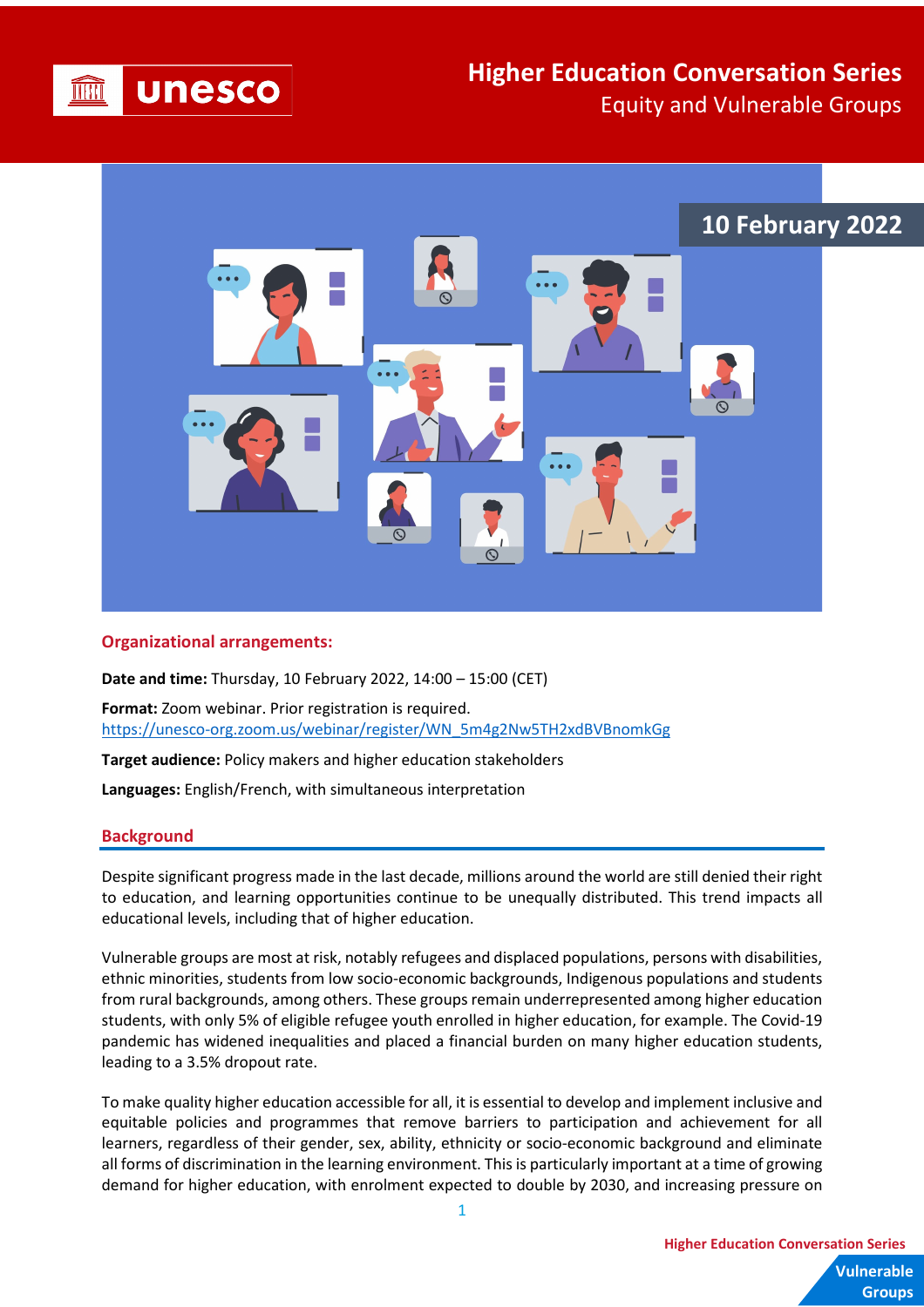unesco

# Higher Education Conversation Series

Equity and Vulnerable Groups

10 February 2022

## Organizational arrangements:

**Date and time:** Thursday, 10 February 2022, 14:00 – 15:00 (CET)

**Format:** Zoom webinar. Prior registration is required.
https://unesco-org.zoom.us/webinar/register/WN_5m4g2Nw5TH2xdBVBnomkGg

**Target audience:** Policy makers and higher education stakeholders

**Languages:** English/French, with simultaneous interpretation

## Background

Despite significant progress made in the last decade, millions around the world are still denied their right to education, and learning opportunities continue to be unequally distributed. This trend impacts all educational levels, including that of higher education.

Vulnerable groups are most at risk, notably refugees and displaced populations, persons with disabilities, ethnic minorities, students from low socio-economic backgrounds, Indigenous populations and students from rural backgrounds, among others. These groups remain underrepresented among higher education students, with only 5% of eligible refugee youth enrolled in higher education, for example. The Covid-19 pandemic has widened inequalities and placed a financial burden on many higher education students, leading to a 3.5% dropout rate.

To make quality higher education accessible for all, it is essential to develop and implement inclusive and equitable policies and programmes that remove barriers to participation and achievement for all learners, regardless of their gender, sex, ability, ethnicity or socio-economic background and eliminate all forms of discrimination in the learning environment. This is particularly important at a time of growing demand for higher education, with enrolment expected to double by 2030, and increasing pressure on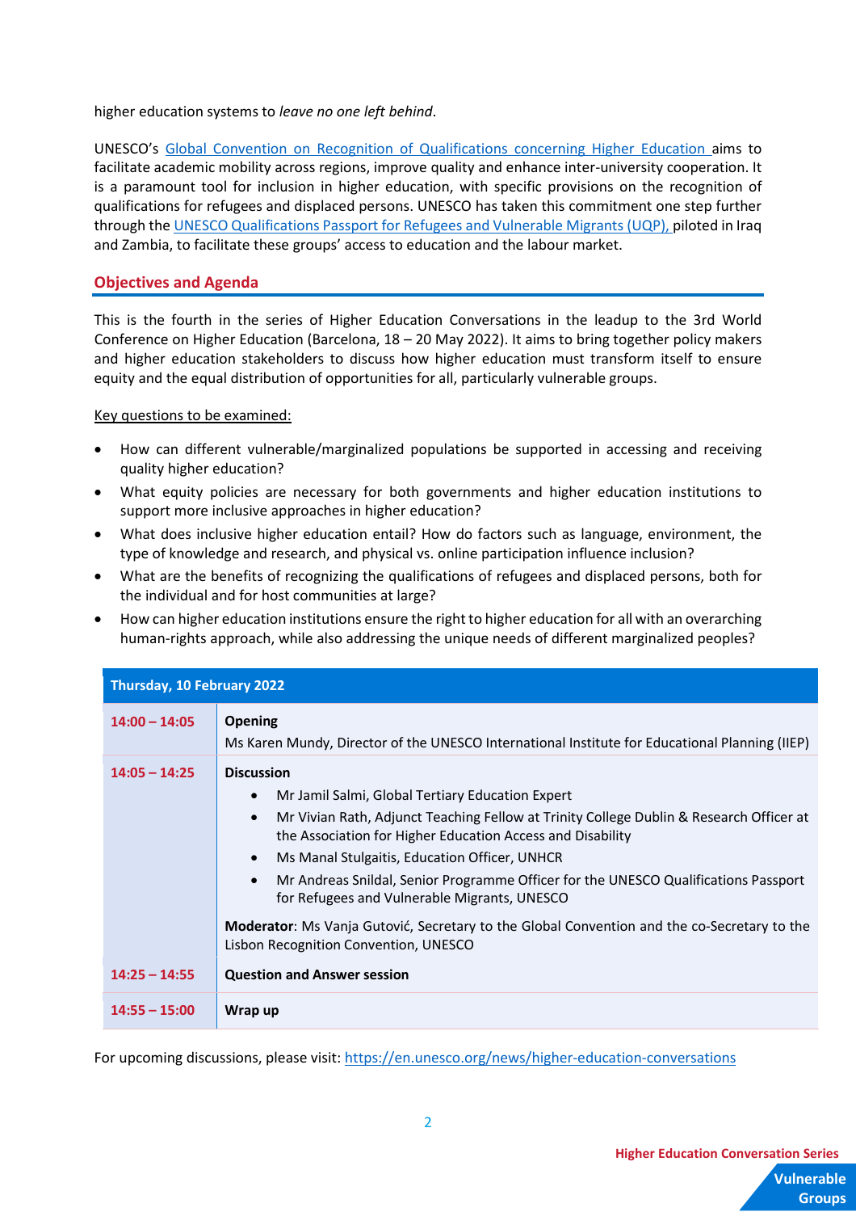higher education systems to *leave no one left behind*.

UNESCO's [Global Convention on Recognition of Qualifications concerning Higher Education](#) aims to facilitate academic mobility across regions, improve quality and enhance inter-university cooperation. It is a paramount tool for inclusion in higher education, with specific provisions on the recognition of qualifications for refugees and displaced persons. UNESCO has taken this commitment one step further through the [UNESCO Qualifications Passport for Refugees and Vulnerable Migrants (UQP),](#) piloted in Iraq and Zambia, to facilitate these groups' access to education and the labour market.

## Objectives and Agenda

This is the fourth in the series of Higher Education Conversations in the leadup to the 3rd World Conference on Higher Education (Barcelona, 18 – 20 May 2022). It aims to bring together policy makers and higher education stakeholders to discuss how higher education must transform itself to ensure equity and the equal distribution of opportunities for all, particularly vulnerable groups.

Key questions to be examined:

- How can different vulnerable/marginalized populations be supported in accessing and receiving quality higher education?
- What equity policies are necessary for both governments and higher education institutions to support more inclusive approaches in higher education?
- What does inclusive higher education entail? How do factors such as language, environment, the type of knowledge and research, and physical vs. online participation influence inclusion?
- What are the benefits of recognizing the qualifications of refugees and displaced persons, both for the individual and for host communities at large?
- How can higher education institutions ensure the right to higher education for all with an overarching human-rights approach, while also addressing the unique needs of different marginalized peoples?

| **Thursday, 10 February 2022** | |
|---|---|
| 14:00 – 14:05 | **Opening**<br>Ms Karen Mundy, Director of the UNESCO International Institute for Educational Planning (IIEP) |
| 14:05 – 14:25 | **Discussion**<br>• Mr Jamil Salmi, Global Tertiary Education Expert<br>• Mr Vivian Rath, Adjunct Teaching Fellow at Trinity College Dublin & Research Officer at the Association for Higher Education Access and Disability<br>• Ms Manal Stulgaitis, Education Officer, UNHCR<br>• Mr Andreas Snildal, Senior Programme Officer for the UNESCO Qualifications Passport for Refugees and Vulnerable Migrants, UNESCO<br><br>**Moderator**: Ms Vanja Gutović, Secretary to the Global Convention and the co-Secretary to the Lisbon Recognition Convention, UNESCO |
| 14:25 – 14:55 | **Question and Answer session** |
| 14:55 – 15:00 | **Wrap up** |

For upcoming discussions, please visit: https://en.unesco.org/news/higher-education-conversations